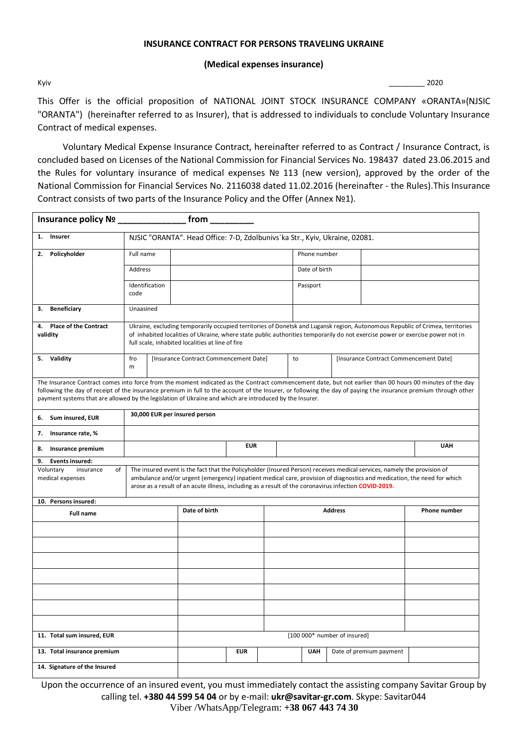**INSURANCE CONTRACT FOR PERSONS TRAVELING UKRAINE**

**(Medical expenses insurance)**

Kyiv _________ 2020

This Offer is the official proposition of NATIONAL JOINT STOCK INSURANCE COMPANY «ORANTA»(NJSIC "ORANTA") (hereinafter referred to as Insurer), that is addressed to individuals to conclude Voluntary Insurance Contract of medical expenses.

Voluntary Medical Expense Insurance Contract, hereinafter referred to as Contract / Insurance Contract, is concluded based on Licenses of the National Commission for Financial Services No. 198437 dated 23.06.2015 and the Rules for voluntary insurance of medical expenses № 113 (new version), approved by the order of the National Commission for Financial Services No. 2116038 dated 11.02.2016 (hereinafter - the Rules).This Insurance Contract consists of two parts of the Insurance Policy and the Offer (Annex №1).

**Insurance policy № _____________ from ________**

| | | | | |
|---|---|---|---|---|
| **1. Insurer** | NJSIC "ORANTA". Head Office: 7-D, Zdolbunivs`ka Str., Kyiv, Ukraine, 02081. | | | |
| **2. Policyholder** | Full name | | Phone number | |
| | Address | | Date of birth | |
| | Identification code | | Passport | |
| **3. Beneficiary** | Unaasined | | | |
| **4. Place of the Contract validity** | Ukraine, excluding temporarily occupied territories of Donetsk and Lugansk region, Autonomous Republic of Crimea, territories of inhabited localities of Ukraine, where state public authorities temporarily do not exercise power or exercise power not in full scale, inhabited localities at line of fire | | | |
| **5. Validity** | from [Insurance Contract Commencement Date] | | to | [Insurance Contract Commencement Date] |

The Insurance Contract comes into force from the moment indicated as the Contract commencement date, but not earlier than 00 hours 00 minutes of the day following the day of receipt of the insurance premium in full to the account of the Insurer, or following the day of paying the insurance premium through other payment systems that are allowed by the legislation of Ukraine and which are introduced by the Insurer.

| | | | | |
|---|---|---|---|---|
| **6. Sum insured, EUR** | **30,000 EUR per insured person** | | | |
| **7. Insurance rate, %** | | | | |
| **8. Insurance premium** | | **EUR** | | **UAH** |

**9. Events insured:**

| | |
|---|---|
| Voluntary insurance of medical expenses | The insured event is the fact that the Policyholder (Insured Person) receives medical services, namely the provision of ambulance and/or urgent (emergency) inpatient medical care, provision of diagnostics and medication, the need for which arose as a result of an acute illness, including as a result of the coronavirus infection **COVID-2019.** |

**10. Persons insured:**

| **Full name** | **Date of birth** | **Address** | **Phone number** |
|---|---|---|---|
| | | | |
| | | | |
| | | | |
| | | | |
| | | | |
| | | | |
| | | | |

| | | | | | | |
|---|---|---|---|---|---|---|
| **11. Total sum insured, EUR** | [100 000* number of insured] | | | | | |
| **13. Total insurance premium** | | **EUR** | | **UAH** | Date of premium payment | |
| **14. Signature of the Insured** | | | | | | |

Upon the occurrence of an insured event, you must immediately contact the assisting company Savitar Group by calling tel. **+380 44 599 54 04** or by e-mail: **ukr@savitar-gr.com**. Skype: Savitar044
Viber /WhatsApp/Telegram: +**38 067 443 74 30**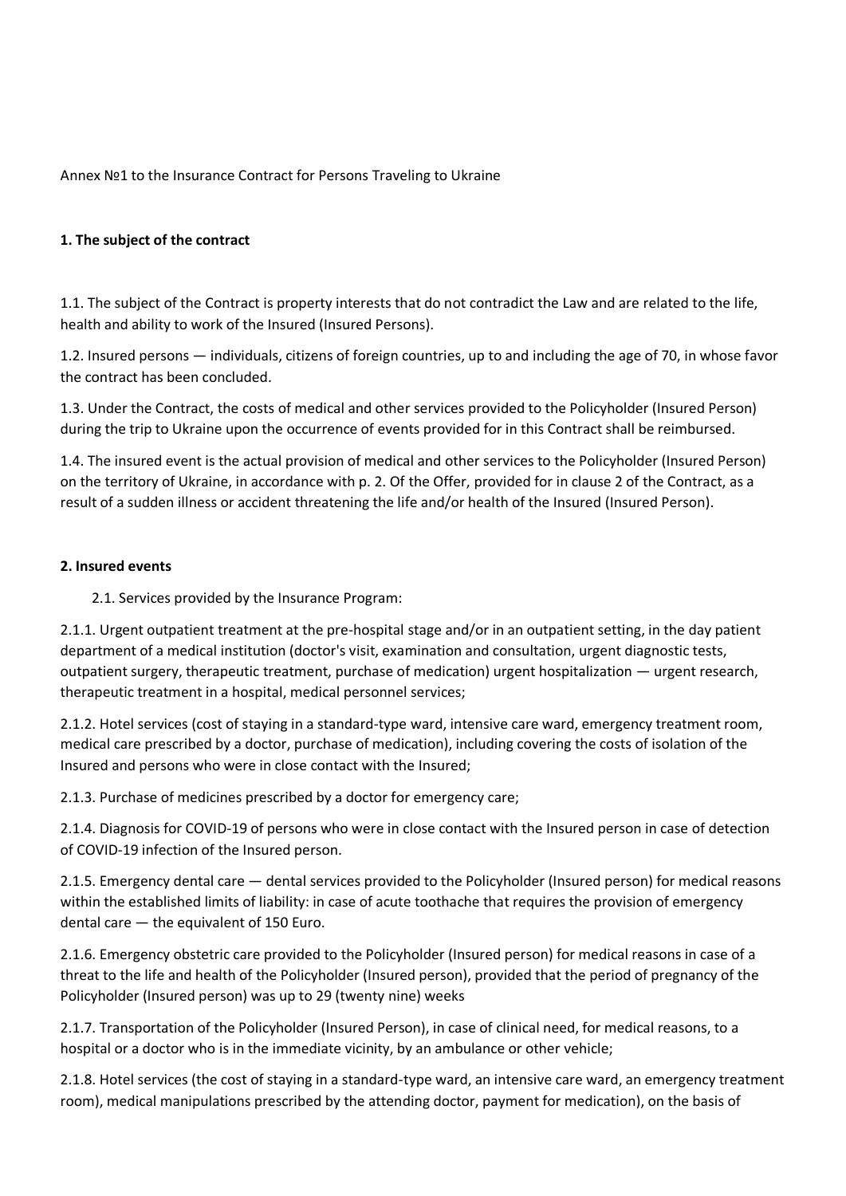Annex №1 to the Insurance Contract for Persons Traveling to Ukraine

## 1. The subject of the contract

1.1. The subject of the Contract is property interests that do not contradict the Law and are related to the life, health and ability to work of the Insured (Insured Persons).

1.2. Insured persons — individuals, citizens of foreign countries, up to and including the age of 70, in whose favor the contract has been concluded.

1.3. Under the Contract, the costs of medical and other services provided to the Policyholder (Insured Person) during the trip to Ukraine upon the occurrence of events provided for in this Contract shall be reimbursed.

1.4. The insured event is the actual provision of medical and other services to the Policyholder (Insured Person) on the territory of Ukraine, in accordance with p. 2. Of the Offer, provided for in clause 2 of the Contract, as a result of a sudden illness or accident threatening the life and/or health of the Insured (Insured Person).

## 2. Insured events

2.1. Services provided by the Insurance Program:

2.1.1. Urgent outpatient treatment at the pre-hospital stage and/or in an outpatient setting, in the day patient department of a medical institution (doctor's visit, examination and consultation, urgent diagnostic tests, outpatient surgery, therapeutic treatment, purchase of medication) urgent hospitalization — urgent research, therapeutic treatment in a hospital, medical personnel services;

2.1.2. Hotel services (cost of staying in a standard-type ward, intensive care ward, emergency treatment room, medical care prescribed by a doctor, purchase of medication), including covering the costs of isolation of the Insured and persons who were in close contact with the Insured;

2.1.3. Purchase of medicines prescribed by a doctor for emergency care;

2.1.4. Diagnosis for COVID-19 of persons who were in close contact with the Insured person in case of detection of COVID-19 infection of the Insured person.

2.1.5. Emergency dental care — dental services provided to the Policyholder (Insured person) for medical reasons within the established limits of liability: in case of acute toothache that requires the provision of emergency dental care — the equivalent of 150 Euro.

2.1.6. Emergency obstetric care provided to the Policyholder (Insured person) for medical reasons in case of a threat to the life and health of the Policyholder (Insured person), provided that the period of pregnancy of the Policyholder (Insured person) was up to 29 (twenty nine) weeks

2.1.7. Transportation of the Policyholder (Insured Person), in case of clinical need, for medical reasons, to a hospital or a doctor who is in the immediate vicinity, by an ambulance or other vehicle;

2.1.8. Hotel services (the cost of staying in a standard-type ward, an intensive care ward, an emergency treatment room), medical manipulations prescribed by the attending doctor, payment for medication), on the basis of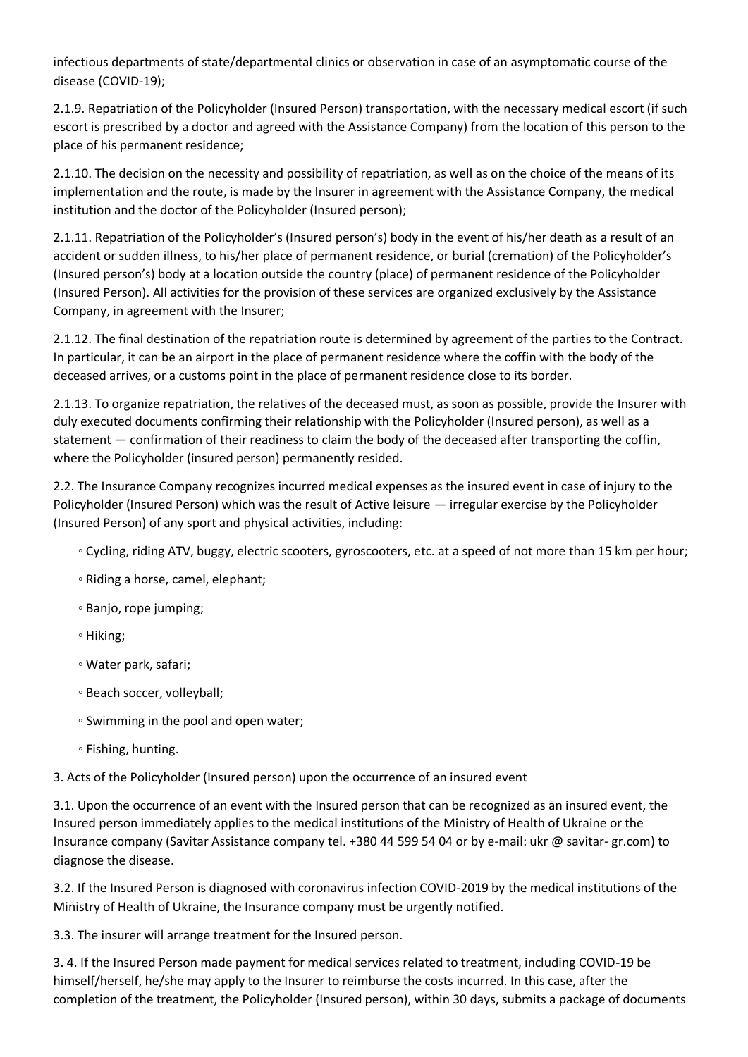infectious departments of state/departmental clinics or observation in case of an asymptomatic course of the disease (COVID-19);

2.1.9. Repatriation of the Policyholder (Insured Person) transportation, with the necessary medical escort (if such escort is prescribed by a doctor and agreed with the Assistance Company) from the location of this person to the place of his permanent residence;

2.1.10. The decision on the necessity and possibility of repatriation, as well as on the choice of the means of its implementation and the route, is made by the Insurer in agreement with the Assistance Company, the medical institution and the doctor of the Policyholder (Insured person);

2.1.11. Repatriation of the Policyholder's (Insured person's) body in the event of his/her death as a result of an accident or sudden illness, to his/her place of permanent residence, or burial (cremation) of the Policyholder's (Insured person's) body at a location outside the country (place) of permanent residence of the Policyholder (Insured Person). All activities for the provision of these services are organized exclusively by the Assistance Company, in agreement with the Insurer;

2.1.12. The final destination of the repatriation route is determined by agreement of the parties to the Contract. In particular, it can be an airport in the place of permanent residence where the coffin with the body of the deceased arrives, or a customs point in the place of permanent residence close to its border.

2.1.13. To organize repatriation, the relatives of the deceased must, as soon as possible, provide the Insurer with duly executed documents confirming their relationship with the Policyholder (Insured person), as well as a statement — confirmation of their readiness to claim the body of the deceased after transporting the coffin, where the Policyholder (insured person) permanently resided.

2.2. The Insurance Company recognizes incurred medical expenses as the insured event in case of injury to the Policyholder (Insured Person) which was the result of Active leisure — irregular exercise by the Policyholder (Insured Person) of any sport and physical activities, including:

- Cycling, riding ATV, buggy, electric scooters, gyroscooters, etc. at a speed of not more than 15 km per hour;
- Riding a horse, camel, elephant;
- Banjo, rope jumping;
- Hiking;
- Water park, safari;
- Beach soccer, volleyball;
- Swimming in the pool and open water;
- Fishing, hunting.

3. Acts of the Policyholder (Insured person) upon the occurrence of an insured event

3.1. Upon the occurrence of an event with the Insured person that can be recognized as an insured event, the Insured person immediately applies to the medical institutions of the Ministry of Health of Ukraine or the Insurance company (Savitar Assistance company tel. +380 44 599 54 04 or by e-mail: ukr @ savitar- gr.com) to diagnose the disease.

3.2. If the Insured Person is diagnosed with coronavirus infection COVID-2019 by the medical institutions of the Ministry of Health of Ukraine, the Insurance company must be urgently notified.

3.3. The insurer will arrange treatment for the Insured person.

3. 4. If the Insured Person made payment for medical services related to treatment, including COVID-19 be himself/herself, he/she may apply to the Insurer to reimburse the costs incurred. In this case, after the completion of the treatment, the Policyholder (Insured person), within 30 days, submits a package of documents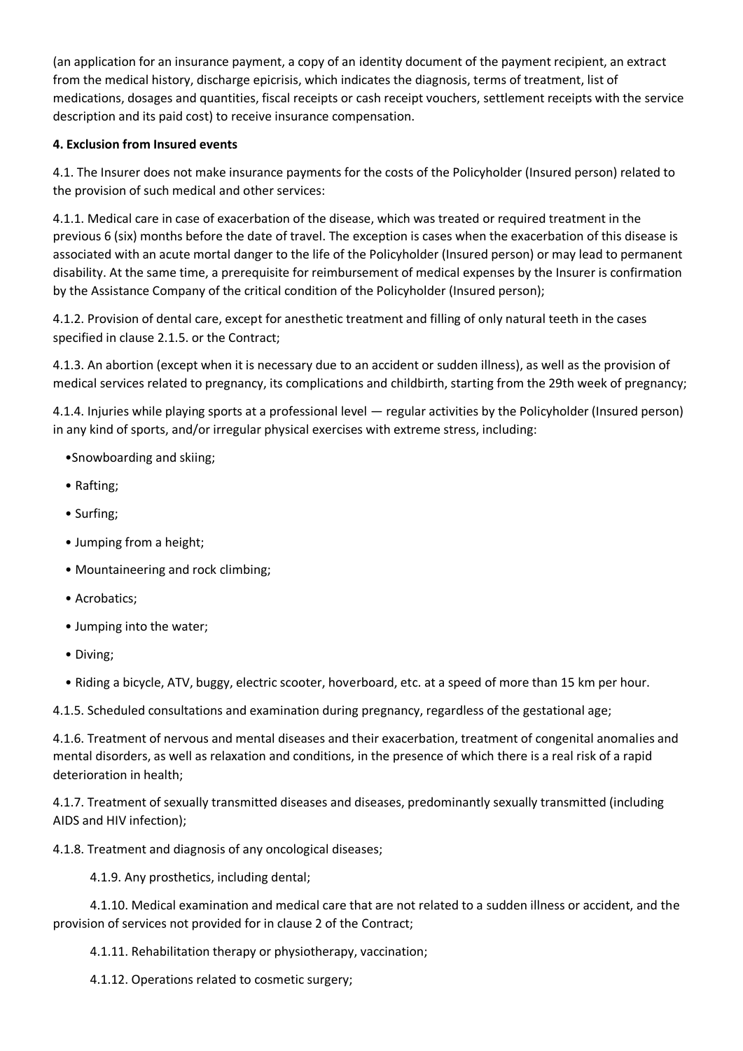(an application for an insurance payment, a copy of an identity document of the payment recipient, an extract from the medical history, discharge epicrisis, which indicates the diagnosis, terms of treatment, list of medications, dosages and quantities, fiscal receipts or cash receipt vouchers, settlement receipts with the service description and its paid cost) to receive insurance compensation.

**4. Exclusion from Insured events**

4.1. The Insurer does not make insurance payments for the costs of the Policyholder (Insured person) related to the provision of such medical and other services:

4.1.1. Medical care in case of exacerbation of the disease, which was treated or required treatment in the previous 6 (six) months before the date of travel. The exception is cases when the exacerbation of this disease is associated with an acute mortal danger to the life of the Policyholder (Insured person) or may lead to permanent disability. At the same time, a prerequisite for reimbursement of medical expenses by the Insurer is confirmation by the Assistance Company of the critical condition of the Policyholder (Insured person);

4.1.2. Provision of dental care, except for anesthetic treatment and filling of only natural teeth in the cases specified in clause 2.1.5. or the Contract;

4.1.3. An abortion (except when it is necessary due to an accident or sudden illness), as well as the provision of medical services related to pregnancy, its complications and childbirth, starting from the 29th week of pregnancy;

4.1.4. Injuries while playing sports at a professional level — regular activities by the Policyholder (Insured person) in any kind of sports, and/or irregular physical exercises with extreme stress, including:

- Snowboarding and skiing;
- Rafting;
- Surfing;
- Jumping from a height;
- Mountaineering and rock climbing;
- Acrobatics;
- Jumping into the water;
- Diving;
- Riding a bicycle, ATV, buggy, electric scooter, hoverboard, etc. at a speed of more than 15 km per hour.

4.1.5. Scheduled consultations and examination during pregnancy, regardless of the gestational age;

4.1.6. Treatment of nervous and mental diseases and their exacerbation, treatment of congenital anomalies and mental disorders, as well as relaxation and conditions, in the presence of which there is a real risk of a rapid deterioration in health;

4.1.7. Treatment of sexually transmitted diseases and diseases, predominantly sexually transmitted (including AIDS and HIV infection);

4.1.8. Treatment and diagnosis of any oncological diseases;

4.1.9. Any prosthetics, including dental;

4.1.10. Medical examination and medical care that are not related to a sudden illness or accident, and the provision of services not provided for in clause 2 of the Contract;

4.1.11. Rehabilitation therapy or physiotherapy, vaccination;

4.1.12. Operations related to cosmetic surgery;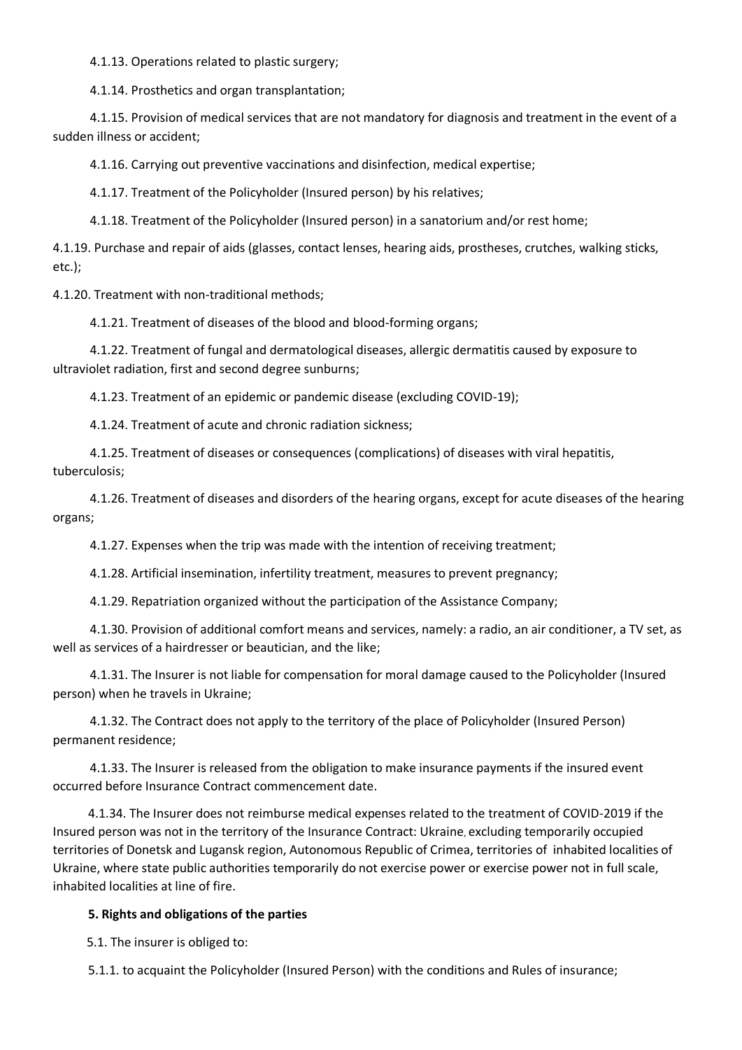4.1.13. Operations related to plastic surgery;

4.1.14. Prosthetics and organ transplantation;

4.1.15. Provision of medical services that are not mandatory for diagnosis and treatment in the event of a sudden illness or accident;

4.1.16. Carrying out preventive vaccinations and disinfection, medical expertise;

4.1.17. Treatment of the Policyholder (Insured person) by his relatives;

4.1.18. Treatment of the Policyholder (Insured person) in a sanatorium and/or rest home;

4.1.19. Purchase and repair of aids (glasses, contact lenses, hearing aids, prostheses, crutches, walking sticks, etc.);

4.1.20. Treatment with non-traditional methods;

4.1.21. Treatment of diseases of the blood and blood-forming organs;

4.1.22. Treatment of fungal and dermatological diseases, allergic dermatitis caused by exposure to ultraviolet radiation, first and second degree sunburns;

4.1.23. Treatment of an epidemic or pandemic disease (excluding COVID-19);

4.1.24. Treatment of acute and chronic radiation sickness;

4.1.25. Treatment of diseases or consequences (complications) of diseases with viral hepatitis, tuberculosis;

4.1.26. Treatment of diseases and disorders of the hearing organs, except for acute diseases of the hearing organs;

4.1.27. Expenses when the trip was made with the intention of receiving treatment;

4.1.28. Artificial insemination, infertility treatment, measures to prevent pregnancy;

4.1.29. Repatriation organized without the participation of the Assistance Company;

4.1.30. Provision of additional comfort means and services, namely: a radio, an air conditioner, a TV set, as well as services of a hairdresser or beautician, and the like;

4.1.31. The Insurer is not liable for compensation for moral damage caused to the Policyholder (Insured person) when he travels in Ukraine;

4.1.32. The Contract does not apply to the territory of the place of Policyholder (Insured Person) permanent residence;

4.1.33. The Insurer is released from the obligation to make insurance payments if the insured event occurred before Insurance Contract commencement date.

4.1.34. The Insurer does not reimburse medical expenses related to the treatment of COVID-2019 if the Insured person was not in the territory of the Insurance Contract: Ukraine, excluding temporarily occupied territories of Donetsk and Lugansk region, Autonomous Republic of Crimea, territories of inhabited localities of Ukraine, where state public authorities temporarily do not exercise power or exercise power not in full scale, inhabited localities at line of fire.

**5. Rights and obligations of the parties**

5.1. The insurer is obliged to:

5.1.1. to acquaint the Policyholder (Insured Person) with the conditions and Rules of insurance;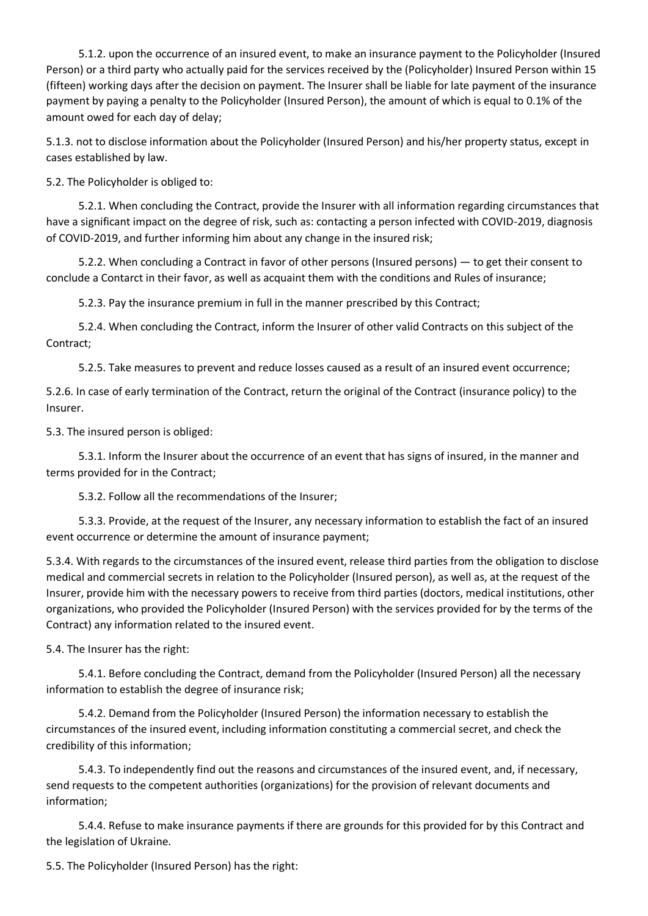5.1.2. upon the occurrence of an insured event, to make an insurance payment to the Policyholder (Insured Person) or a third party who actually paid for the services received by the (Policyholder) Insured Person within 15 (fifteen) working days after the decision on payment. The Insurer shall be liable for late payment of the insurance payment by paying a penalty to the Policyholder (Insured Person), the amount of which is equal to 0.1% of the amount owed for each day of delay;

5.1.3. not to disclose information about the Policyholder (Insured Person) and his/her property status, except in cases established by law.

5.2. The Policyholder is obliged to:

5.2.1. When concluding the Contract, provide the Insurer with all information regarding circumstances that have a significant impact on the degree of risk, such as: contacting a person infected with COVID-2019, diagnosis of COVID-2019, and further informing him about any change in the insured risk;

5.2.2. When concluding a Contract in favor of other persons (Insured persons) — to get their consent to conclude a Contarct in their favor, as well as acquaint them with the conditions and Rules of insurance;

5.2.3. Pay the insurance premium in full in the manner prescribed by this Contract;

5.2.4. When concluding the Contract, inform the Insurer of other valid Contracts on this subject of the Contract;

5.2.5. Take measures to prevent and reduce losses caused as a result of an insured event occurrence;

5.2.6. In case of early termination of the Contract, return the original of the Contract (insurance policy) to the Insurer.

5.3. The insured person is obliged:

5.3.1. Inform the Insurer about the occurrence of an event that has signs of insured, in the manner and terms provided for in the Contract;

5.3.2. Follow all the recommendations of the Insurer;

5.3.3. Provide, at the request of the Insurer, any necessary information to establish the fact of an insured event occurrence or determine the amount of insurance payment;

5.3.4. With regards to the circumstances of the insured event, release third parties from the obligation to disclose medical and commercial secrets in relation to the Policyholder (Insured person), as well as, at the request of the Insurer, provide him with the necessary powers to receive from third parties (doctors, medical institutions, other organizations, who provided the Policyholder (Insured Person) with the services provided for by the terms of the Contract) any information related to the insured event.

5.4. The Insurer has the right:

5.4.1. Before concluding the Contract, demand from the Policyholder (Insured Person) all the necessary information to establish the degree of insurance risk;

5.4.2. Demand from the Policyholder (Insured Person) the information necessary to establish the circumstances of the insured event, including information constituting a commercial secret, and check the credibility of this information;

5.4.3. To independently find out the reasons and circumstances of the insured event, and, if necessary, send requests to the competent authorities (organizations) for the provision of relevant documents and information;

5.4.4. Refuse to make insurance payments if there are grounds for this provided for by this Contract and the legislation of Ukraine.

5.5. The Policyholder (Insured Person) has the right: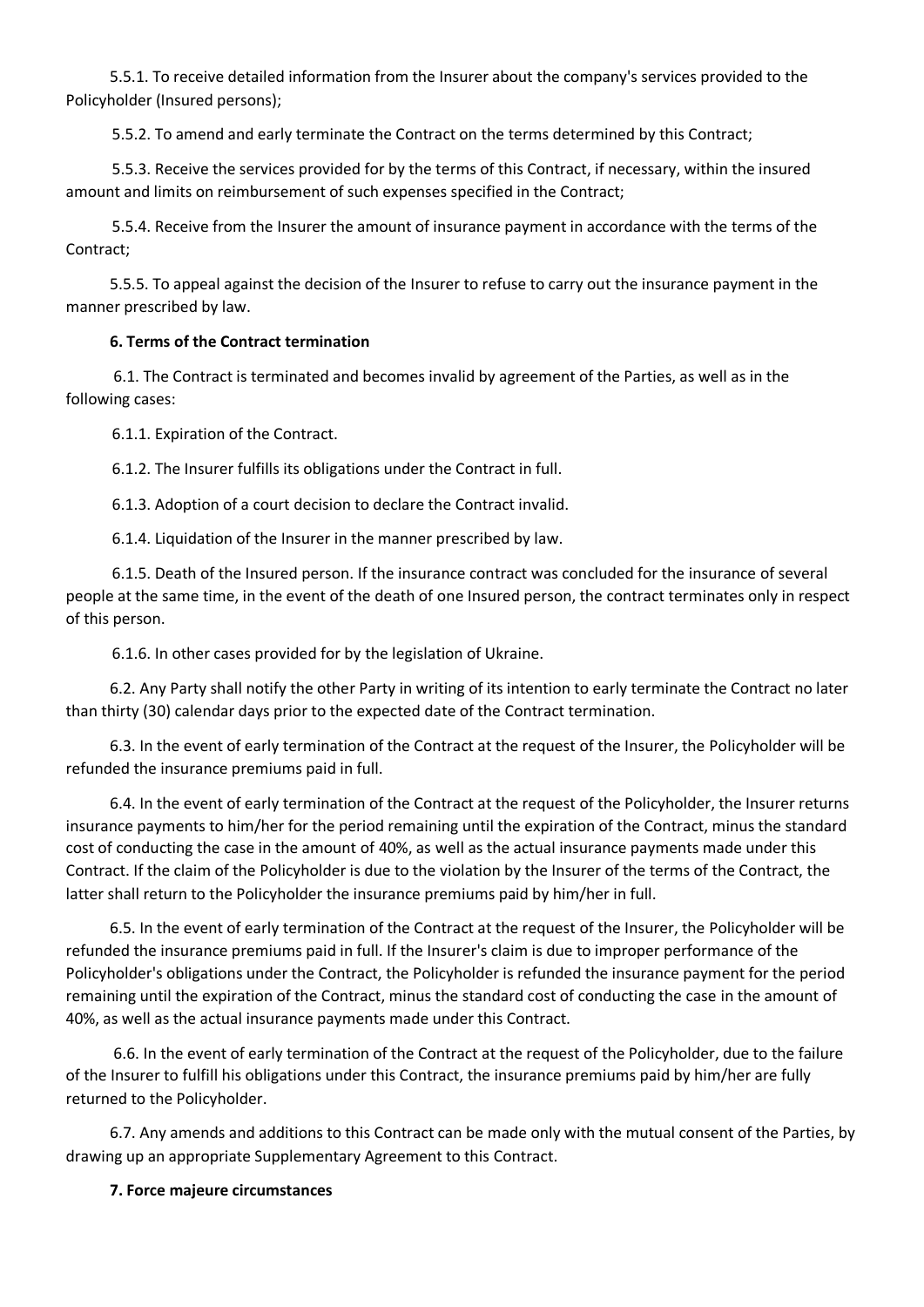5.5.1. To receive detailed information from the Insurer about the company's services provided to the Policyholder (Insured persons);

5.5.2. To amend and early terminate the Contract on the terms determined by this Contract;

5.5.3. Receive the services provided for by the terms of this Contract, if necessary, within the insured amount and limits on reimbursement of such expenses specified in the Contract;

5.5.4. Receive from the Insurer the amount of insurance payment in accordance with the terms of the Contract;

5.5.5. To appeal against the decision of the Insurer to refuse to carry out the insurance payment in the manner prescribed by law.

**6. Terms of the Contract termination**

6.1. The Contract is terminated and becomes invalid by agreement of the Parties, as well as in the following cases:

6.1.1. Expiration of the Contract.

6.1.2. The Insurer fulfills its obligations under the Contract in full.

6.1.3. Adoption of a court decision to declare the Contract invalid.

6.1.4. Liquidation of the Insurer in the manner prescribed by law.

6.1.5. Death of the Insured person. If the insurance contract was concluded for the insurance of several people at the same time, in the event of the death of one Insured person, the contract terminates only in respect of this person.

6.1.6. In other cases provided for by the legislation of Ukraine.

6.2. Any Party shall notify the other Party in writing of its intention to early terminate the Contract no later than thirty (30) calendar days prior to the expected date of the Contract termination.

6.3. In the event of early termination of the Contract at the request of the Insurer, the Policyholder will be refunded the insurance premiums paid in full.

6.4. In the event of early termination of the Contract at the request of the Policyholder, the Insurer returns insurance payments to him/her for the period remaining until the expiration of the Contract, minus the standard cost of conducting the case in the amount of 40%, as well as the actual insurance payments made under this Contract. If the claim of the Policyholder is due to the violation by the Insurer of the terms of the Contract, the latter shall return to the Policyholder the insurance premiums paid by him/her in full.

6.5. In the event of early termination of the Contract at the request of the Insurer, the Policyholder will be refunded the insurance premiums paid in full. If the Insurer's claim is due to improper performance of the Policyholder's obligations under the Contract, the Policyholder is refunded the insurance payment for the period remaining until the expiration of the Contract, minus the standard cost of conducting the case in the amount of 40%, as well as the actual insurance payments made under this Contract.

6.6. In the event of early termination of the Contract at the request of the Policyholder, due to the failure of the Insurer to fulfill his obligations under this Contract, the insurance premiums paid by him/her are fully returned to the Policyholder.

6.7. Any amends and additions to this Contract can be made only with the mutual consent of the Parties, by drawing up an appropriate Supplementary Agreement to this Contract.

**7. Force majeure circumstances**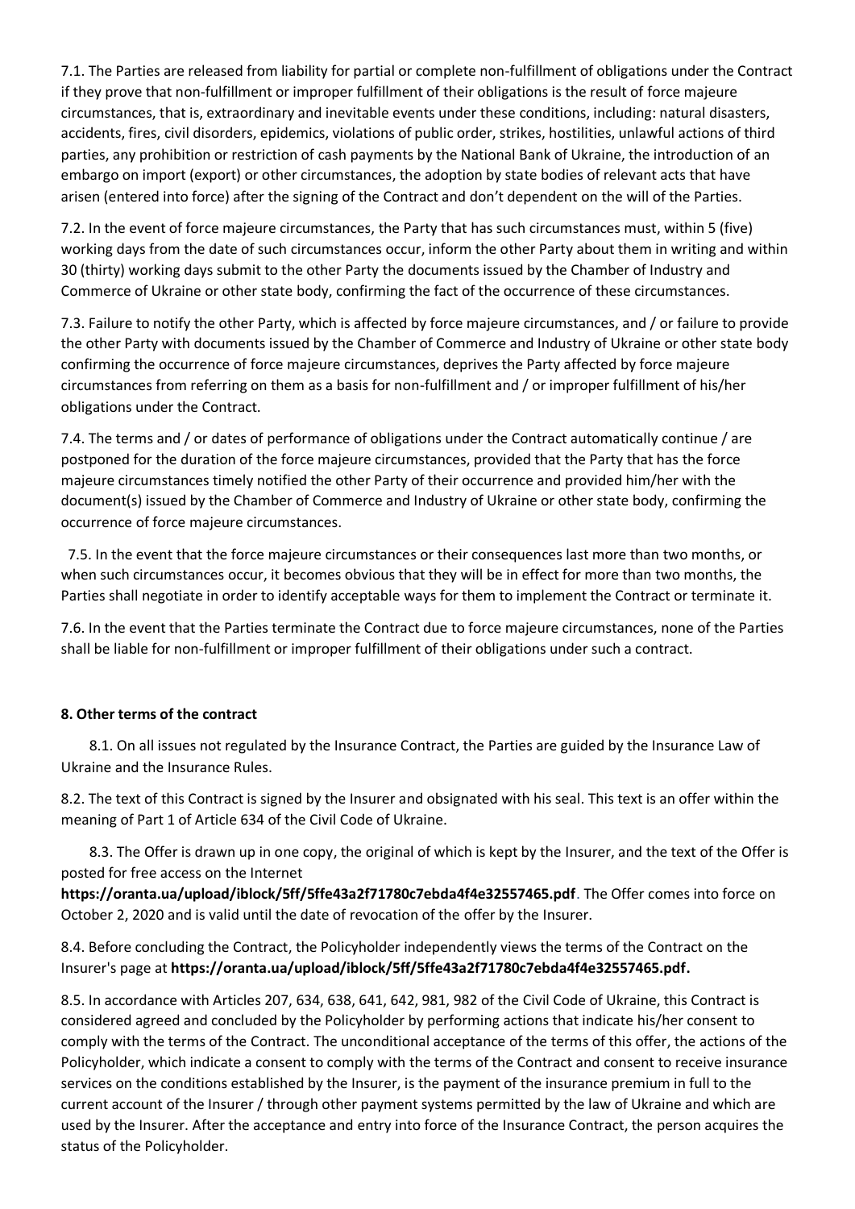7.1. The Parties are released from liability for partial or complete non-fulfillment of obligations under the Contract if they prove that non-fulfillment or improper fulfillment of their obligations is the result of force majeure circumstances, that is, extraordinary and inevitable events under these conditions, including: natural disasters, accidents, fires, civil disorders, epidemics, violations of public order, strikes, hostilities, unlawful actions of third parties, any prohibition or restriction of cash payments by the National Bank of Ukraine, the introduction of an embargo on import (export) or other circumstances, the adoption by state bodies of relevant acts that have arisen (entered into force) after the signing of the Contract and don't dependent on the will of the Parties.

7.2. In the event of force majeure circumstances, the Party that has such circumstances must, within 5 (five) working days from the date of such circumstances occur, inform the other Party about them in writing and within 30 (thirty) working days submit to the other Party the documents issued by the Chamber of Industry and Commerce of Ukraine or other state body, confirming the fact of the occurrence of these circumstances.

7.3. Failure to notify the other Party, which is affected by force majeure circumstances, and / or failure to provide the other Party with documents issued by the Chamber of Commerce and Industry of Ukraine or other state body confirming the occurrence of force majeure circumstances, deprives the Party affected by force majeure circumstances from referring on them as a basis for non-fulfillment and / or improper fulfillment of his/her obligations under the Contract.

7.4. The terms and / or dates of performance of obligations under the Contract automatically continue / are postponed for the duration of the force majeure circumstances, provided that the Party that has the force majeure circumstances timely notified the other Party of their occurrence and provided him/her with the document(s) issued by the Chamber of Commerce and Industry of Ukraine or other state body, confirming the occurrence of force majeure circumstances.

7.5. In the event that the force majeure circumstances or their consequences last more than two months, or when such circumstances occur, it becomes obvious that they will be in effect for more than two months, the Parties shall negotiate in order to identify acceptable ways for them to implement the Contract or terminate it.

7.6. In the event that the Parties terminate the Contract due to force majeure circumstances, none of the Parties shall be liable for non-fulfillment or improper fulfillment of their obligations under such a contract.

**8. Other terms of the contract**

8.1. On all issues not regulated by the Insurance Contract, the Parties are guided by the Insurance Law of Ukraine and the Insurance Rules.

8.2. The text of this Contract is signed by the Insurer and obsignated with his seal. This text is an offer within the meaning of Part 1 of Article 634 of the Civil Code of Ukraine.

8.3. The Offer is drawn up in one copy, the original of which is kept by the Insurer, and the text of the Offer is posted for free access on the Internet **https://oranta.ua/upload/iblock/5ff/5ffe43a2f71780c7ebda4f4e32557465.pdf**. The Offer comes into force on October 2, 2020 and is valid until the date of revocation of the offer by the Insurer.

8.4. Before concluding the Contract, the Policyholder independently views the terms of the Contract on the Insurer's page at **https://oranta.ua/upload/iblock/5ff/5ffe43a2f71780c7ebda4f4e32557465.pdf.**

8.5. In accordance with Articles 207, 634, 638, 641, 642, 981, 982 of the Civil Code of Ukraine, this Contract is considered agreed and concluded by the Policyholder by performing actions that indicate his/her consent to comply with the terms of the Contract. The unconditional acceptance of the terms of this offer, the actions of the Policyholder, which indicate a consent to comply with the terms of the Contract and consent to receive insurance services on the conditions established by the Insurer, is the payment of the insurance premium in full to the current account of the Insurer / through other payment systems permitted by the law of Ukraine and which are used by the Insurer. After the acceptance and entry into force of the Insurance Contract, the person acquires the status of the Policyholder.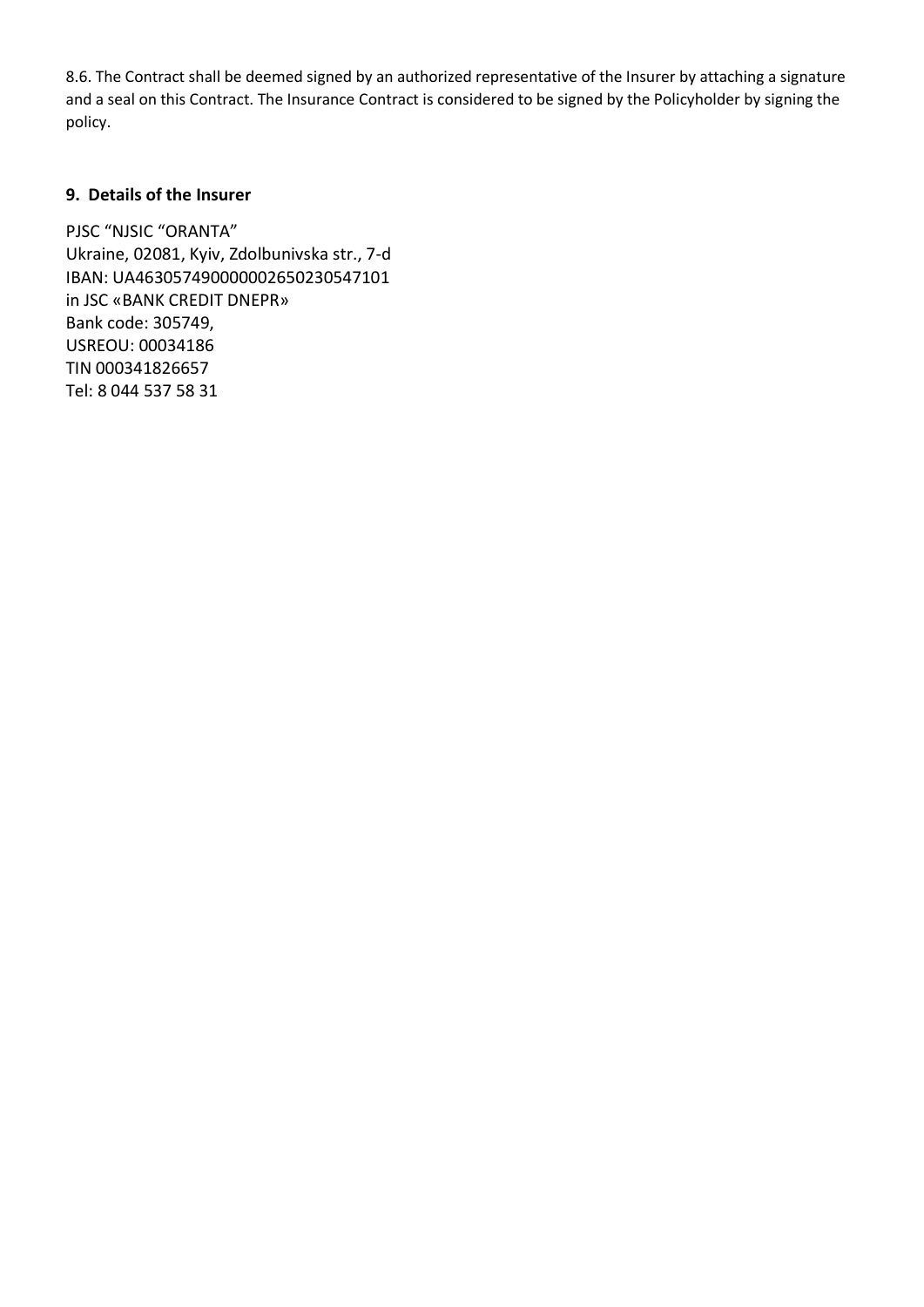8.6. The Contract shall be deemed signed by an authorized representative of the Insurer by attaching a signature and a seal on this Contract. The Insurance Contract is considered to be signed by the Policyholder by signing the policy.

## 9. Details of the Insurer

PJSC "NJSIC "ORANTA"  
Ukraine, 02081, Kyiv, Zdolbunivska str., 7-d  
IBAN: UA463057490000002650230547101  
in JSC «BANK CREDIT DNEPR»  
Bank code: 305749,  
USREOU: 00034186  
TIN 000341826657  
Tel: 8 044 537 58 31